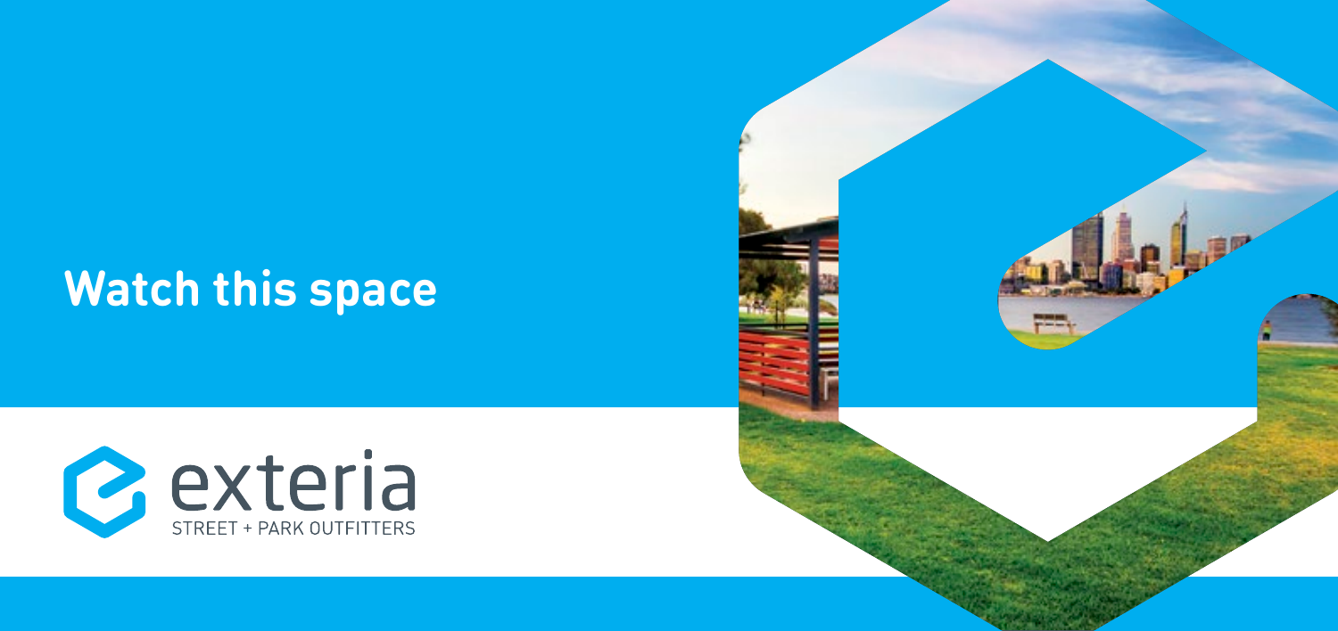# Watch this space

exteria

STREET + PARK OUTFITTERS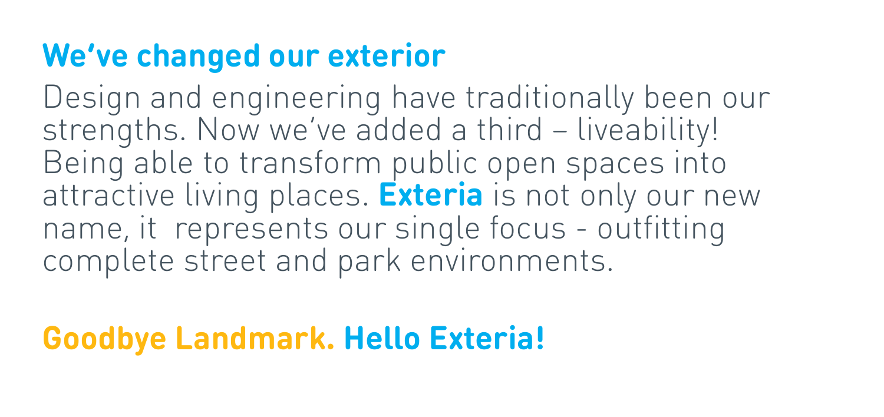## We've changed our exterior

Design and engineering have traditionally been our strengths. Now we've added a third – liveability! Being able to transform public open spaces into attractive living places. **Exteria** is not only our new name, it  represents our single focus - outfitting complete street and park environments.

**Goodbye Landmark. Hello Exteria!**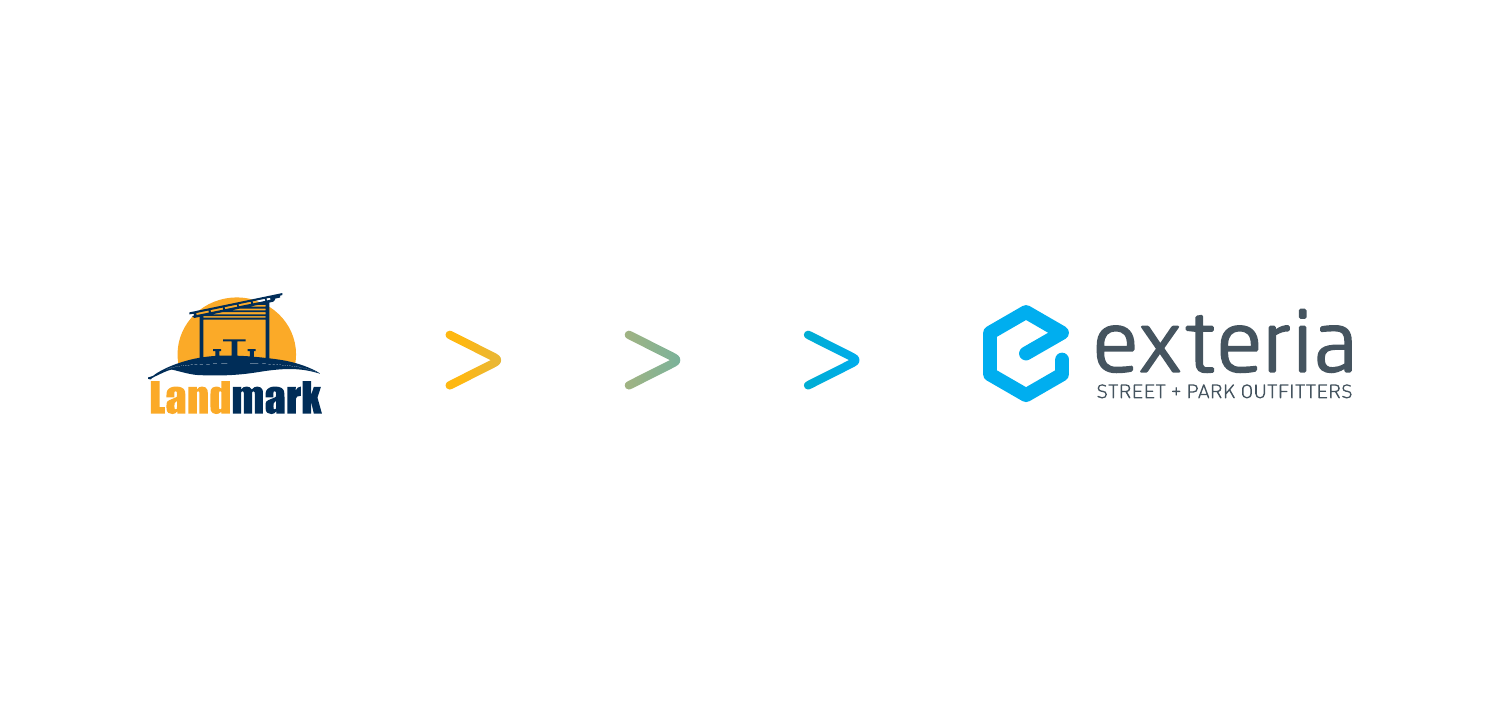Landmark

>

>

>

exteria

STREET + PARK OUTFITTERS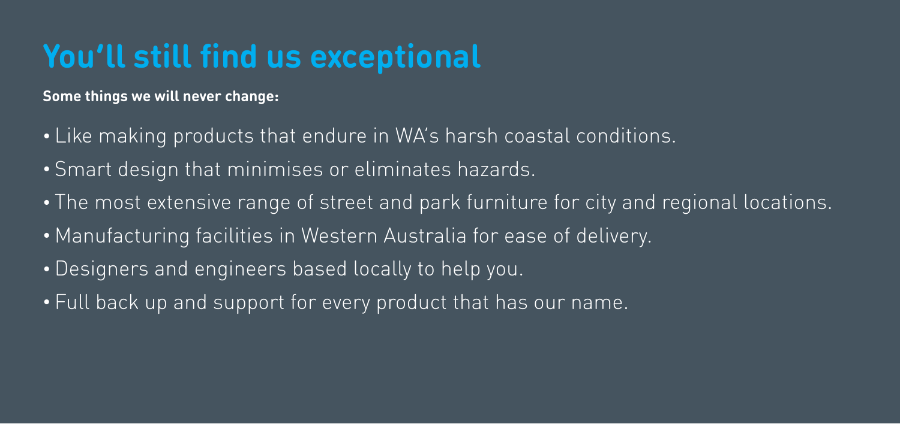# You'll still find us exceptional

**Some things we will never change:**

- Like making products that endure in WA's harsh coastal conditions.
- Smart design that minimises or eliminates hazards.
- The most extensive range of street and park furniture for city and regional locations.
- Manufacturing facilities in Western Australia for ease of delivery.
- Designers and engineers based locally to help you.
- Full back up and support for every product that has our name.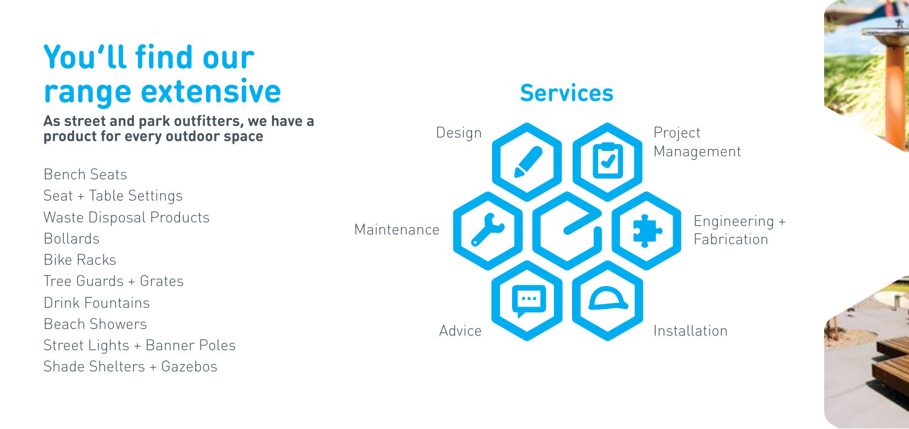# You'll find our range extensive

**As street and park outfitters, we have a product for every outdoor space**

Bench Seats
Seat + Table Settings
Waste Disposal Products
Bollards
Bike Racks
Tree Guards + Grates
Drink Fountains
Beach Showers
Street Lights + Banner Poles
Shade Shelters + Gazebos

## Services

- Design
- Project Management
- Engineering + Fabrication
- Installation
- Advice
- Maintenance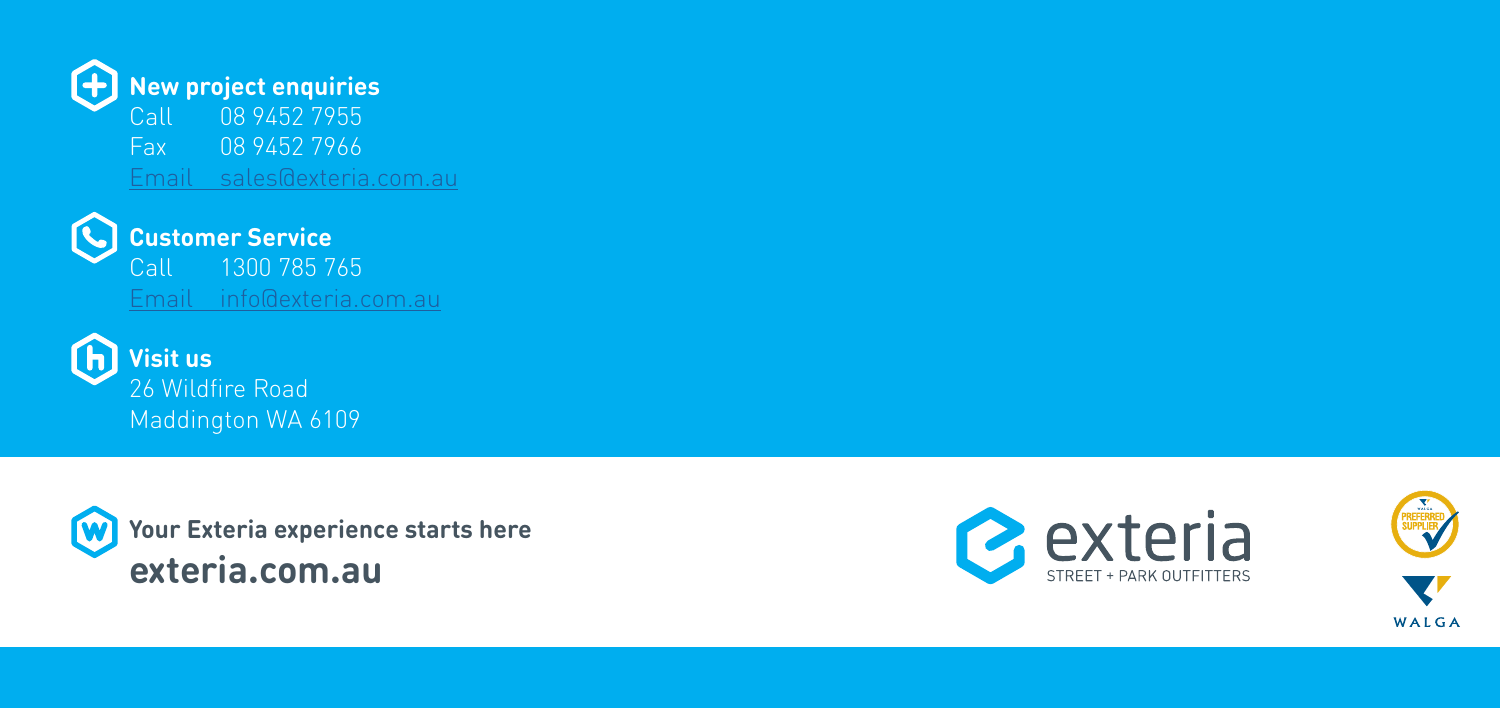**New project enquiries**

Call 08 9452 7955

Fax 08 9452 7966

Email sales@exteria.com.au

**Customer Service**

Call 1300 785 765

Email info@exteria.com.au

**Visit us**

26 Wildfire Road

Maddington WA 6109

**Your Exteria experience starts here**

**exteria.com.au**

exteria

STREET + PARK OUTFITTERS

WALGA PREFERRED SUPPLIER

WALGA